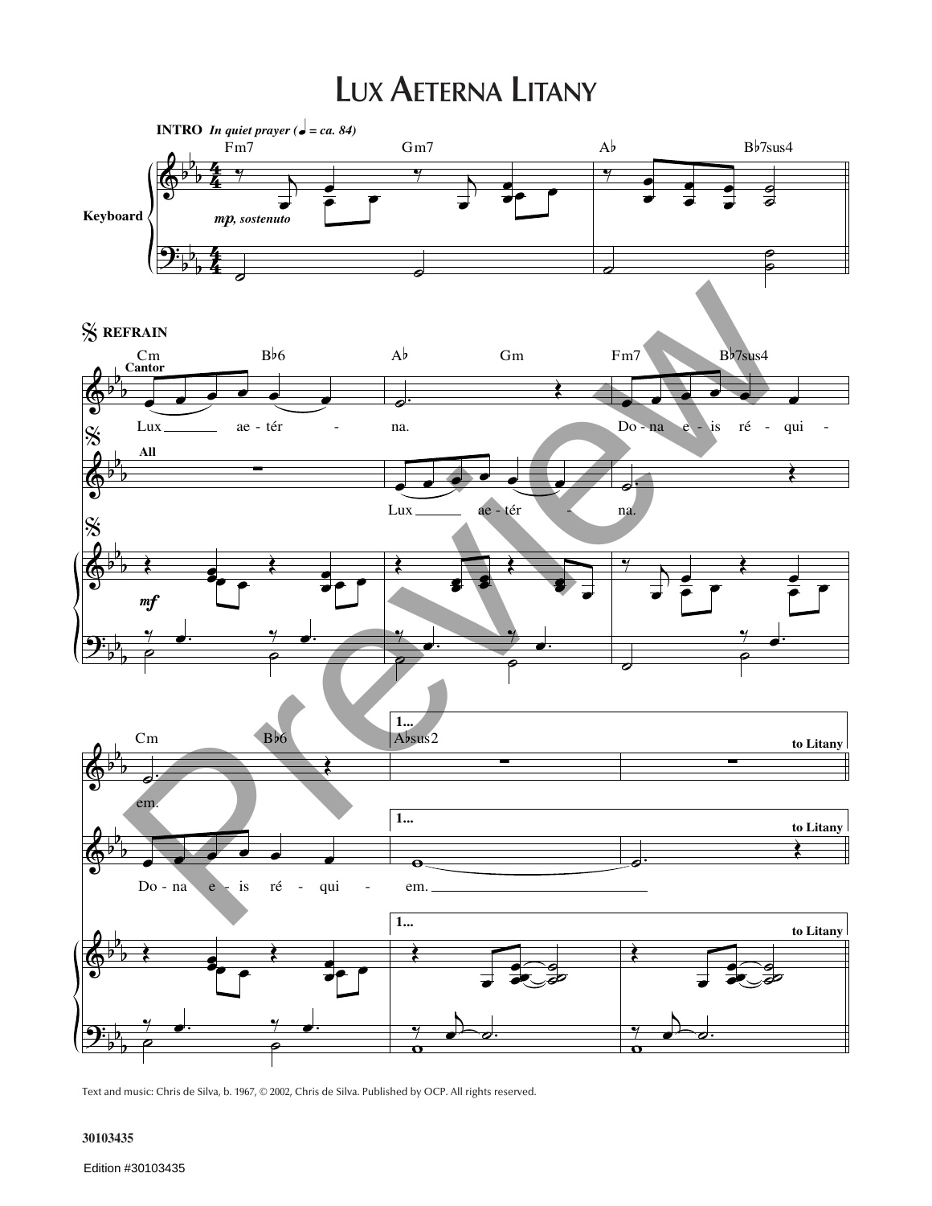# Lux Aeterna Litany

**INTRO** *In quiet prayer (♩ = ca. 84)*

Fm7 Gm7 A♭ B♭7sus4

Keyboard

*mp, sostenuto*

**REFRAIN**

Cm B♭6 A♭ Gm Fm7 B♭7sus4

Cantor

Lux ae - tér - na. Do - na e - is ré - qui -

All

Lux ae - tér - na.

*mf*

Cm B♭6

1... A♭sus2

to Litany

em.

Do - na e - is ré - qui - em.

Text and music: Chris de Silva, b. 1967, © 2002, Chris de Silva. Published by OCP. All rights reserved.

30103435

Edition #30103435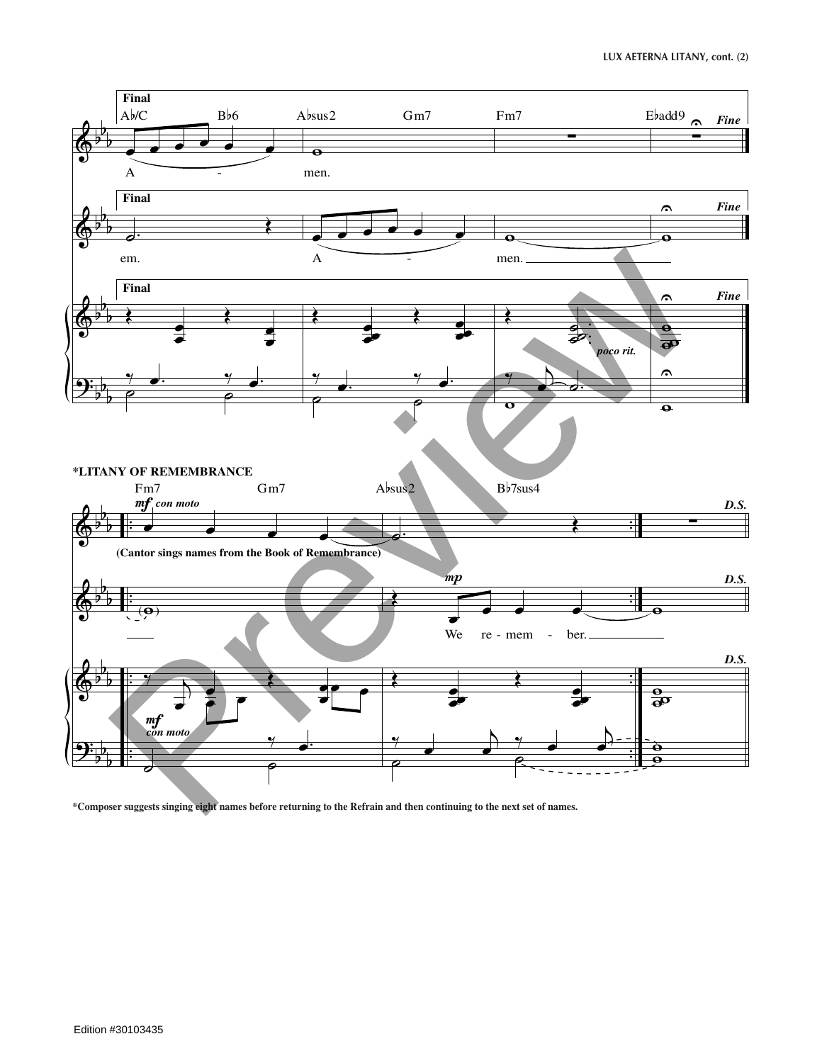**Final**

Ab/C  Bb6  Absus2  Gm7  Fm7  Ebadd9

*Fine*

A - men.

**Final**

*Fine*

em. A - men.

**Final**

*Fine*

*poco rit.*

**\*LITANY OF REMEMBRANCE**

Fm7  Gm7  Absus2  Bb7sus4

*mf con moto*

*D.S.*

**(Cantor sings names from the Book of Remembrance)**

*mp*

*D.S.*

We re - mem - ber.

*D.S.*

*mf con moto*

**\*Composer suggests singing eight names before returning to the Refrain and then continuing to the next set of names.**

Edition #30103435